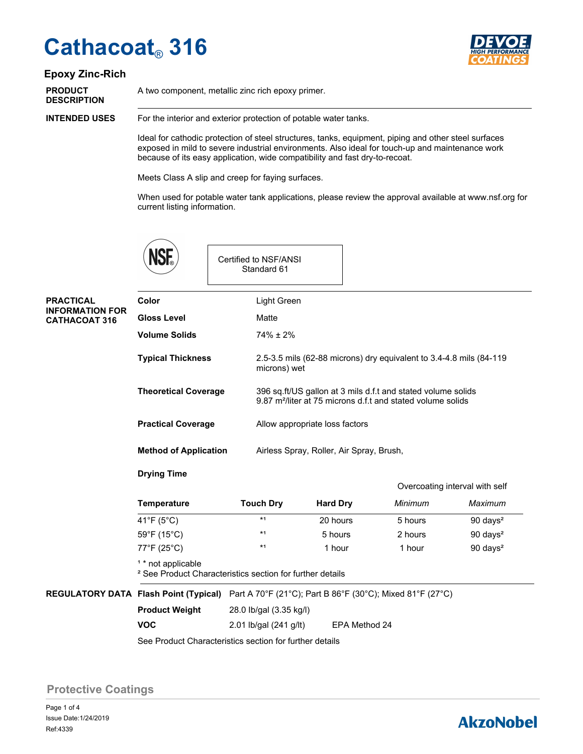# Cathacoat® 316

## Epoxy Zinc-Rich

**PRODUCT DESCRIPTION**

A two component, metallic zinc rich epoxy primer.

**INTENDED USES**

For the interior and exterior protection of potable water tanks.

Ideal for cathodic protection of steel structures, tanks, equipment, piping and other steel surfaces exposed in mild to severe industrial environments. Also ideal for touch-up and maintenance work because of its easy application, wide compatibility and fast dry-to-recoat.

Meets Class A slip and creep for faying surfaces.

When used for potable water tank applications, please review the approval available at www.nsf.org for current listing information.

NSF®

Certified to NSF/ANSI Standard 61

**PRACTICAL INFORMATION FOR CATHACOAT 316**

| | |
|---|---|
| **Color** | Light Green |
| **Gloss Level** | Matte |
| **Volume Solids** | 74% ± 2% |
| **Typical Thickness** | 2.5-3.5 mils (62-88 microns) dry equivalent to 3.4-4.8 mils (84-119 microns) wet |
| **Theoretical Coverage** | 396 sq.ft/US gallon at 3 mils d.f.t and stated volume solids<br>9.87 m²/liter at 75 microns d.f.t and stated volume solids |
| **Practical Coverage** | Allow appropriate loss factors |
| **Method of Application** | Airless Spray, Roller, Air Spray, Brush, |

**Drying Time**

| | | | Overcoating interval with self | |
|---|---|---|---|---|
| **Temperature** | **Touch Dry** | **Hard Dry** | *Minimum* | *Maximum* |
| 41°F (5°C) | *[1] | 20 hours | 5 hours | 90 days[2] |
| 59°F (15°C) | *[1] | 5 hours | 2 hours | 90 days[2] |
| 77°F (25°C) | *[1] | 1 hour | 1 hour | 90 days[2] |

[1] * not applicable
[2] See Product Characteristics section for further details

**REGULATORY DATA**

| | | |
|---|---|---|
| **Flash Point (Typical)** | Part A 70°F (21°C); Part B 86°F (30°C); Mixed 81°F (27°C) | |
| **Product Weight** | 28.0 lb/gal (3.35 kg/l) | |
| **VOC** | 2.01 lb/gal (241 g/lt) | EPA Method 24 |

See Product Characteristics section for further details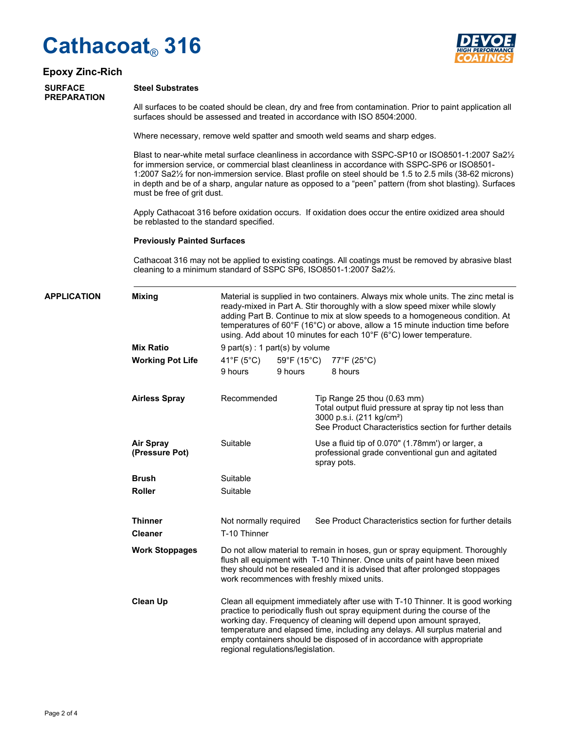# Cathacoat® 316

## Epoxy Zinc-Rich

## SURFACE PREPARATION

### Steel Substrates

All surfaces to be coated should be clean, dry and free from contamination. Prior to paint application all surfaces should be assessed and treated in accordance with ISO 8504:2000.

Where necessary, remove weld spatter and smooth weld seams and sharp edges.

Blast to near-white metal surface cleanliness in accordance with SSPC-SP10 or ISO8501-1:2007 Sa2½ for immersion service, or commercial blast cleanliness in accordance with SSPC-SP6 or ISO8501-1:2007 Sa2½ for non-immersion service. Blast profile on steel should be 1.5 to 2.5 mils (38-62 microns) in depth and be of a sharp, angular nature as opposed to a "peen" pattern (from shot blasting). Surfaces must be free of grit dust.

Apply Cathacoat 316 before oxidation occurs. If oxidation does occur the entire oxidized area should be reblasted to the standard specified.

### Previously Painted Surfaces

Cathacoat 316 may not be applied to existing coatings. All coatings must be removed by abrasive blast cleaning to a minimum standard of SSPC SP6, ISO8501-1:2007 Sa2½.

## APPLICATION

**Mixing**

Material is supplied in two containers. Always mix whole units. The zinc metal is ready-mixed in Part A. Stir thoroughly with a slow speed mixer while slowly adding Part B. Continue to mix at slow speeds to a homogeneous condition. At temperatures of 60°F (16°C) or above, allow a 15 minute induction time before using. Add about 10 minutes for each 10°F (6°C) lower temperature.

**Mix Ratio**

9 part(s) : 1 part(s) by volume

**Working Pot Life**

| 41°F (5°C) | 59°F (15°C) | 77°F (25°C) |
|---|---|---|
| 9 hours | 9 hours | 8 hours |

**Airless Spray**

Recommended

Tip Range 25 thou (0.63 mm)
Total output fluid pressure at spray tip not less than 3000 p.s.i. (211 kg/cm²)
See Product Characteristics section for further details

**Air Spray (Pressure Pot)**

Suitable

Use a fluid tip of 0.070" (1.78mm') or larger, a professional grade conventional gun and agitated spray pots.

**Brush**

Suitable

**Roller**

Suitable

**Thinner**

Not normally required

See Product Characteristics section for further details

**Cleaner**

T-10 Thinner

**Work Stoppages**

Do not allow material to remain in hoses, gun or spray equipment. Thoroughly flush all equipment with T-10 Thinner. Once units of paint have been mixed they should not be resealed and it is advised that after prolonged stoppages work recommences with freshly mixed units.

**Clean Up**

Clean all equipment immediately after use with T-10 Thinner. It is good working practice to periodically flush out spray equipment during the course of the working day. Frequency of cleaning will depend upon amount sprayed, temperature and elapsed time, including any delays. All surplus material and empty containers should be disposed of in accordance with appropriate regional regulations/legislation.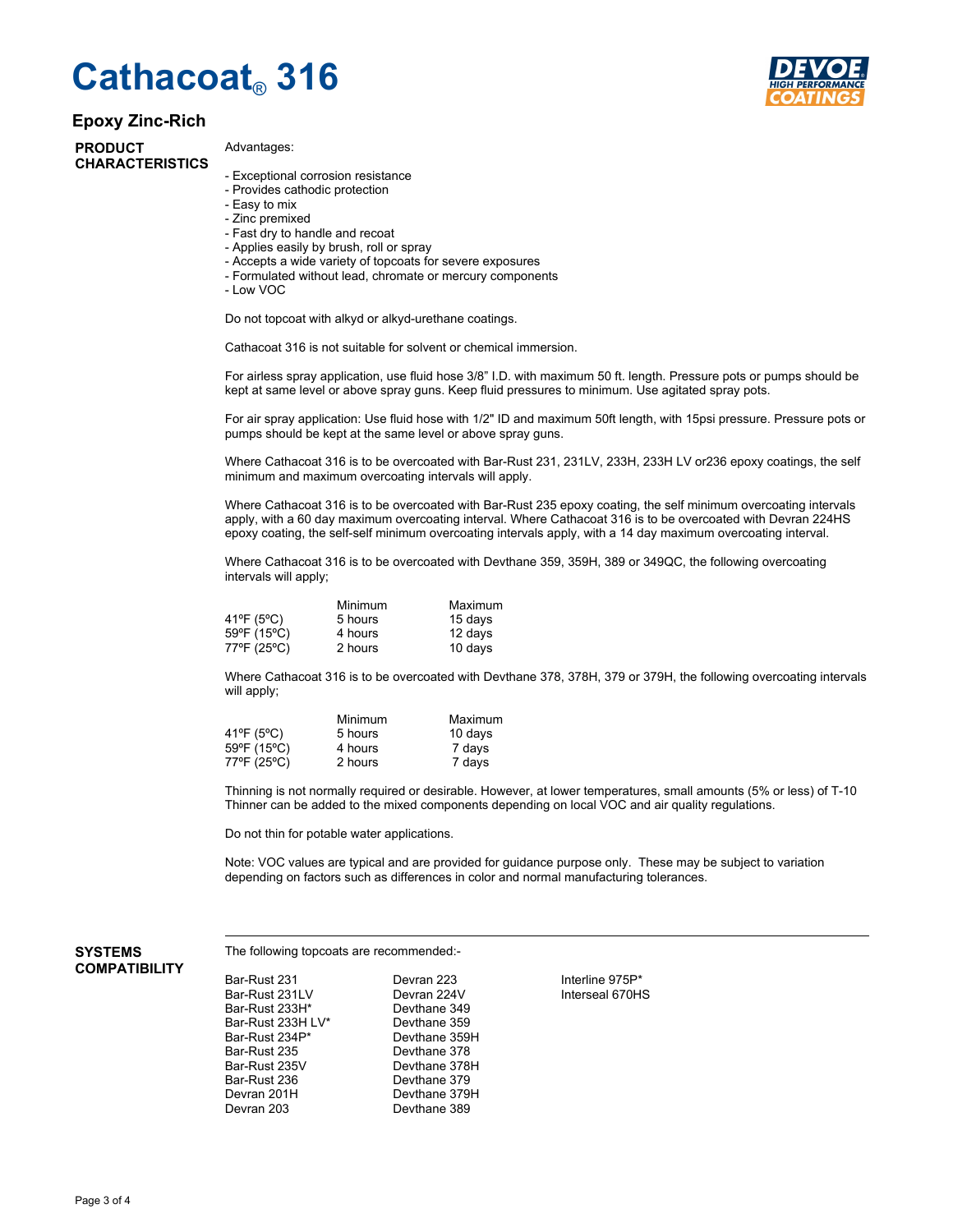# Cathacoat® 316

## Epoxy Zinc-Rich

### PRODUCT CHARACTERISTICS

Advantages:

- Exceptional corrosion resistance
- Provides cathodic protection
- Easy to mix
- Zinc premixed
- Fast dry to handle and recoat
- Applies easily by brush, roll or spray
- Accepts a wide variety of topcoats for severe exposures
- Formulated without lead, chromate or mercury components
- Low VOC

Do not topcoat with alkyd or alkyd-urethane coatings.

Cathacoat 316 is not suitable for solvent or chemical immersion.

For airless spray application, use fluid hose 3/8" I.D. with maximum 50 ft. length. Pressure pots or pumps should be kept at same level or above spray guns. Keep fluid pressures to minimum. Use agitated spray pots.

For air spray application: Use fluid hose with 1/2" ID and maximum 50ft length, with 15psi pressure. Pressure pots or pumps should be kept at the same level or above spray guns.

Where Cathacoat 316 is to be overcoated with Bar-Rust 231, 231LV, 233H, 233H LV or236 epoxy coatings, the self minimum and maximum overcoating intervals will apply.

Where Cathacoat 316 is to be overcoated with Bar-Rust 235 epoxy coating, the self minimum overcoating intervals apply, with a 60 day maximum overcoating interval. Where Cathacoat 316 is to be overcoated with Devran 224HS epoxy coating, the self-self minimum overcoating intervals apply, with a 14 day maximum overcoating interval.

Where Cathacoat 316 is to be overcoated with Devthane 359, 359H, 389 or 349QC, the following overcoating intervals will apply;

| | Minimum | Maximum |
|---|---|---|
| 41ºF (5ºC) | 5 hours | 15 days |
| 59ºF (15ºC) | 4 hours | 12 days |
| 77ºF (25ºC) | 2 hours | 10 days |

Where Cathacoat 316 is to be overcoated with Devthane 378, 378H, 379 or 379H, the following overcoating intervals will apply;

| | Minimum | Maximum |
|---|---|---|
| 41ºF (5ºC) | 5 hours | 10 days |
| 59ºF (15ºC) | 4 hours | 7 days |
| 77ºF (25ºC) | 2 hours | 7 days |

Thinning is not normally required or desirable. However, at lower temperatures, small amounts (5% or less) of T-10 Thinner can be added to the mixed components depending on local VOC and air quality regulations.

Do not thin for potable water applications.

Note: VOC values are typical and are provided for guidance purpose only. These may be subject to variation depending on factors such as differences in color and normal manufacturing tolerances.

### SYSTEMS COMPATIBILITY

The following topcoats are recommended:-

| | | |
|---|---|---|
| Bar-Rust 231 | Devran 223 | Interline 975P* |
| Bar-Rust 231LV | Devran 224V | Interseal 670HS |
| Bar-Rust 233H* | Devthane 349 | |
| Bar-Rust 233H LV* | Devthane 359 | |
| Bar-Rust 234P* | Devthane 359H | |
| Bar-Rust 235 | Devthane 378 | |
| Bar-Rust 235V | Devthane 378H | |
| Bar-Rust 236 | Devthane 379 | |
| Devran 201H | Devthane 379H | |
| Devran 203 | Devthane 389 | |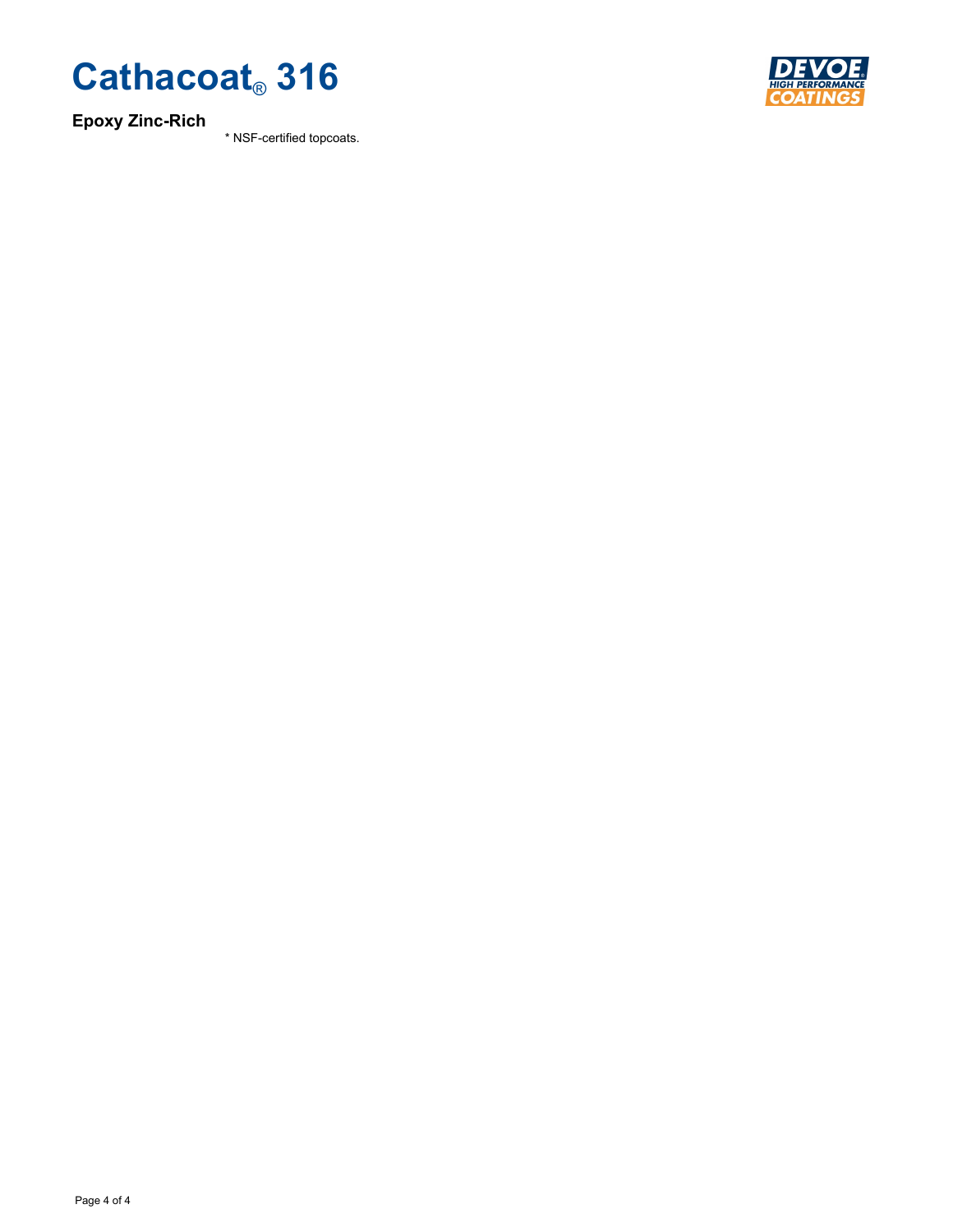\* NSF-certified topcoats.